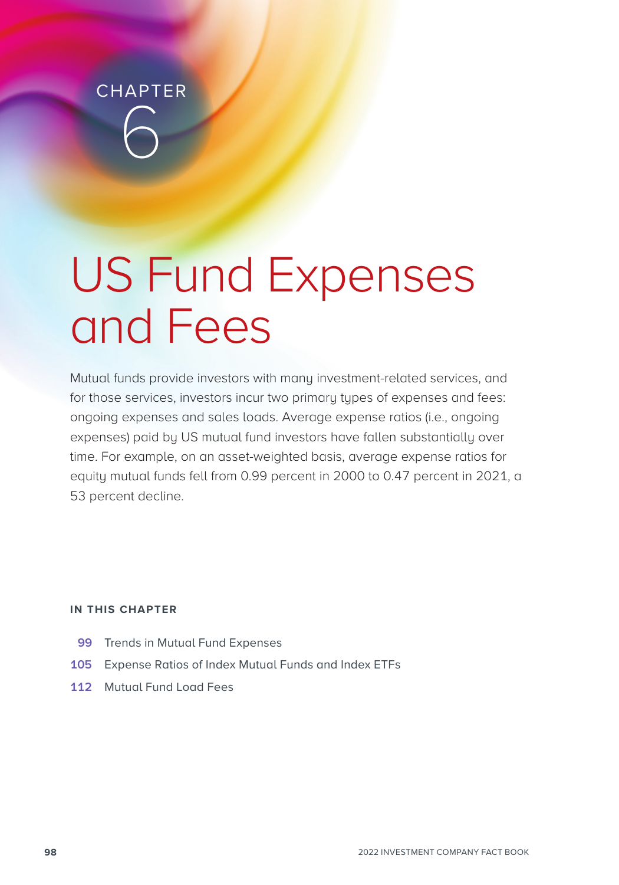CHAPTER 6

# US Fund Expenses and Fees

Mutual funds provide investors with many investment-related services, and for those services, investors incur two primary types of expenses and fees: ongoing expenses and sales loads. Average expense ratios (i.e., ongoing expenses) paid by US mutual fund investors have fallen substantially over time. For example, on an asset-weighted basis, average expense ratios for equity mutual funds fell from 0.99 percent in 2000 to 0.47 percent in 2021, a 53 percent decline.

**IN THIS CHAPTER**

- **99** Trends in Mutual Fund Expenses
- **105** Expense Ratios of Index Mutual Funds and Index ETFs
- **112** Mutual Fund Load Fees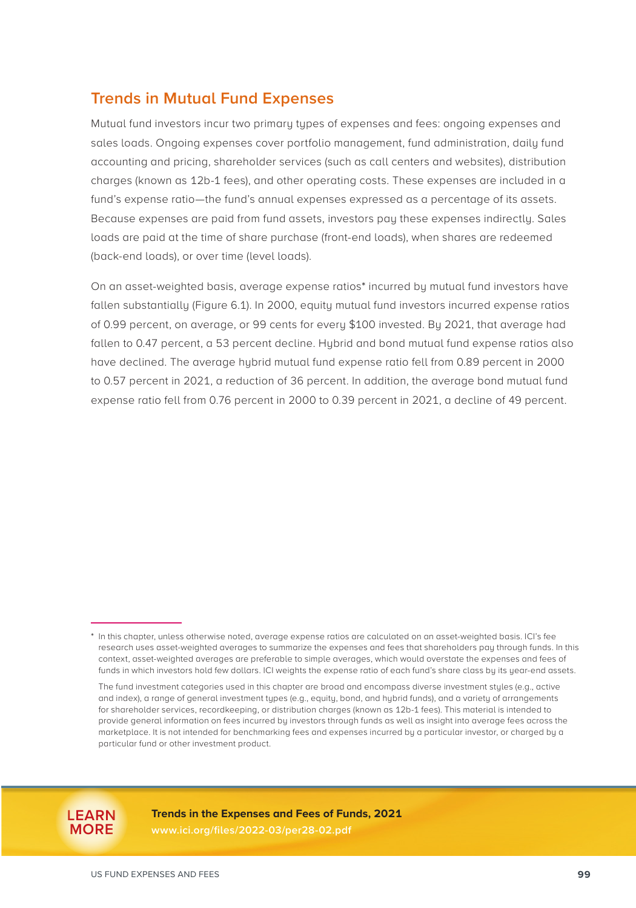## Trends in Mutual Fund Expenses

Mutual fund investors incur two primary types of expenses and fees: ongoing expenses and sales loads. Ongoing expenses cover portfolio management, fund administration, daily fund accounting and pricing, shareholder services (such as call centers and websites), distribution charges (known as 12b-1 fees), and other operating costs. These expenses are included in a fund's expense ratio—the fund's annual expenses expressed as a percentage of its assets. Because expenses are paid from fund assets, investors pay these expenses indirectly. Sales loads are paid at the time of share purchase (front-end loads), when shares are redeemed (back-end loads), or over time (level loads).

On an asset-weighted basis, average expense ratios* incurred by mutual fund investors have fallen substantially (Figure 6.1). In 2000, equity mutual fund investors incurred expense ratios of 0.99 percent, on average, or 99 cents for every $100 invested. By 2021, that average had fallen to 0.47 percent, a 53 percent decline. Hybrid and bond mutual fund expense ratios also have declined. The average hybrid mutual fund expense ratio fell from 0.89 percent in 2000 to 0.57 percent in 2021, a reduction of 36 percent. In addition, the average bond mutual fund expense ratio fell from 0.76 percent in 2000 to 0.39 percent in 2021, a decline of 49 percent.

---

\* In this chapter, unless otherwise noted, average expense ratios are calculated on an asset-weighted basis. ICI's fee research uses asset-weighted averages to summarize the expenses and fees that shareholders pay through funds. In this context, asset-weighted averages are preferable to simple averages, which would overstate the expenses and fees of funds in which investors hold few dollars. ICI weights the expense ratio of each fund's share class by its year-end assets.

The fund investment categories used in this chapter are broad and encompass diverse investment styles (e.g., active and index), a range of general investment types (e.g., equity, bond, and hybrid funds), and a variety of arrangements for shareholder services, recordkeeping, or distribution charges (known as 12b-1 fees). This material is intended to provide general information on fees incurred by investors through funds as well as insight into average fees across the marketplace. It is not intended for benchmarking fees and expenses incurred by a particular investor, or charged by a particular fund or other investment product.

**LEARN MORE**

**Trends in the Expenses and Fees of Funds, 2021**
www.ici.org/files/2022-03/per28-02.pdf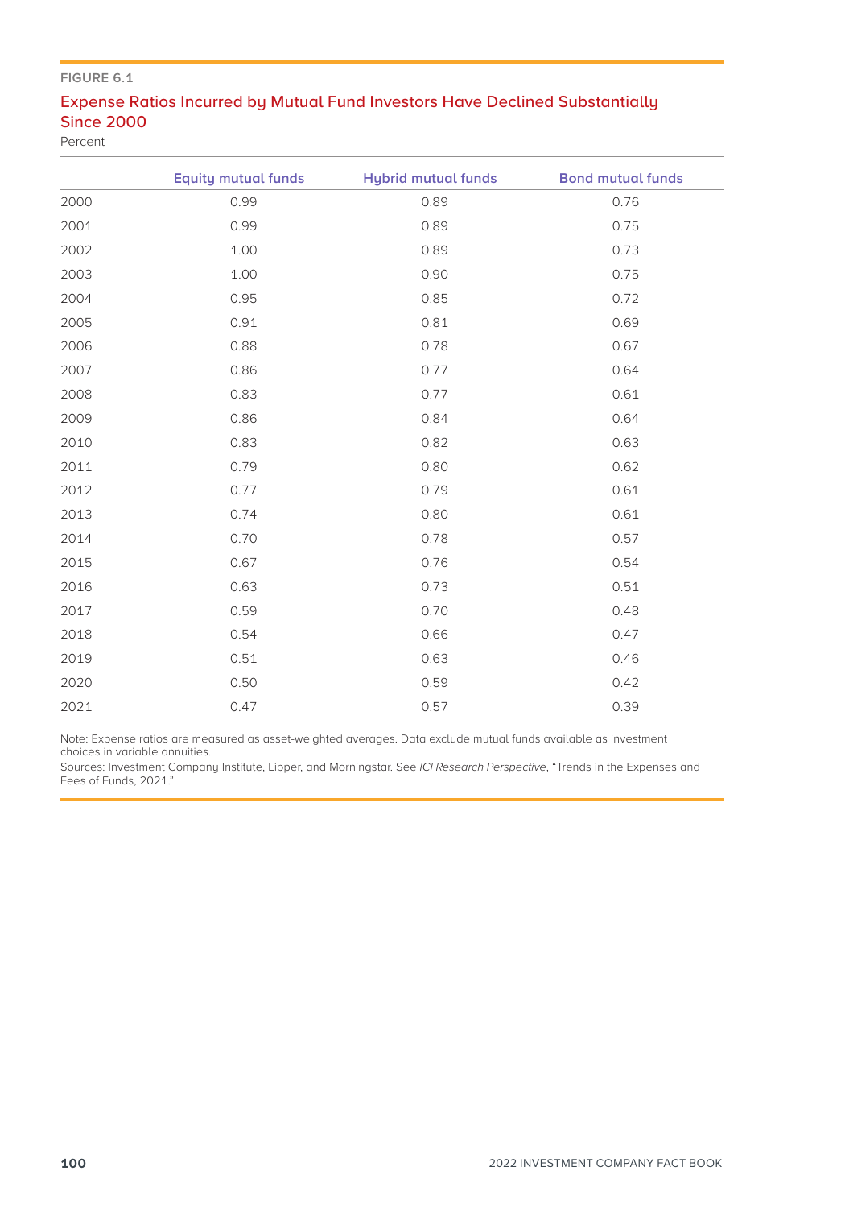FIGURE 6.1

## Expense Ratios Incurred by Mutual Fund Investors Have Declined Substantially Since 2000

Percent

| | Equity mutual funds | Hybrid mutual funds | Bond mutual funds |
|---|---|---|---|
| 2000 | 0.99 | 0.89 | 0.76 |
| 2001 | 0.99 | 0.89 | 0.75 |
| 2002 | 1.00 | 0.89 | 0.73 |
| 2003 | 1.00 | 0.90 | 0.75 |
| 2004 | 0.95 | 0.85 | 0.72 |
| 2005 | 0.91 | 0.81 | 0.69 |
| 2006 | 0.88 | 0.78 | 0.67 |
| 2007 | 0.86 | 0.77 | 0.64 |
| 2008 | 0.83 | 0.77 | 0.61 |
| 2009 | 0.86 | 0.84 | 0.64 |
| 2010 | 0.83 | 0.82 | 0.63 |
| 2011 | 0.79 | 0.80 | 0.62 |
| 2012 | 0.77 | 0.79 | 0.61 |
| 2013 | 0.74 | 0.80 | 0.61 |
| 2014 | 0.70 | 0.78 | 0.57 |
| 2015 | 0.67 | 0.76 | 0.54 |
| 2016 | 0.63 | 0.73 | 0.51 |
| 2017 | 0.59 | 0.70 | 0.48 |
| 2018 | 0.54 | 0.66 | 0.47 |
| 2019 | 0.51 | 0.63 | 0.46 |
| 2020 | 0.50 | 0.59 | 0.42 |
| 2021 | 0.47 | 0.57 | 0.39 |

Note: Expense ratios are measured as asset-weighted averages. Data exclude mutual funds available as investment choices in variable annuities.

Sources: Investment Company Institute, Lipper, and Morningstar. See *ICI Research Perspective*, "Trends in the Expenses and Fees of Funds, 2021."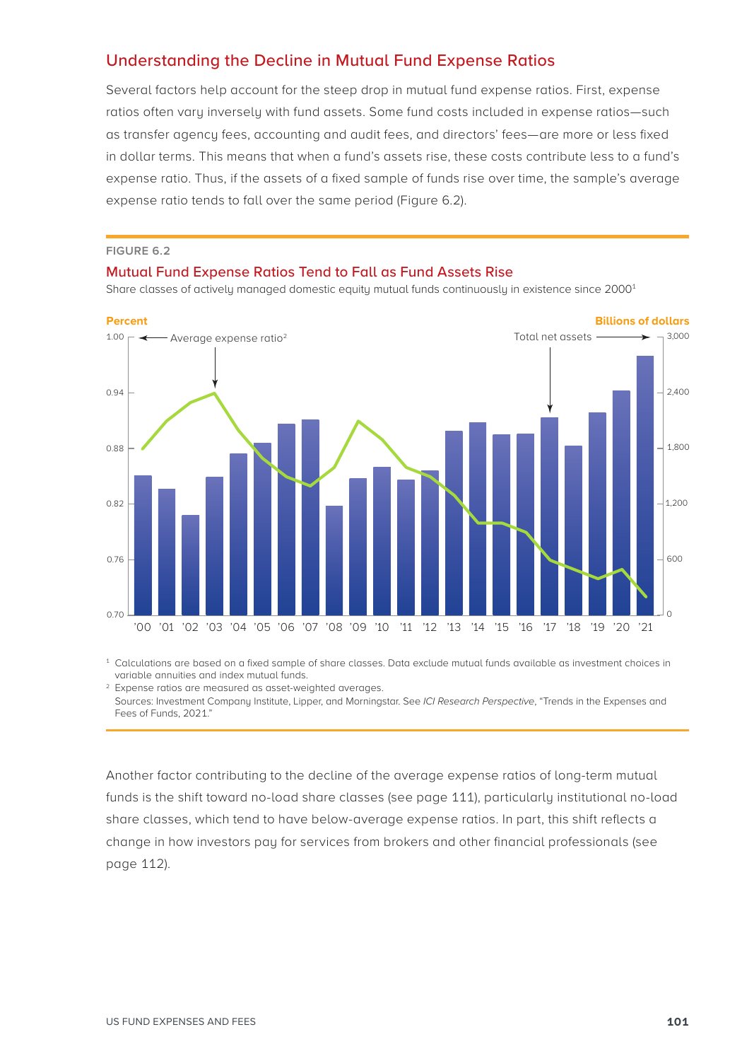## Understanding the Decline in Mutual Fund Expense Ratios

Several factors help account for the steep drop in mutual fund expense ratios. First, expense ratios often vary inversely with fund assets. Some fund costs included in expense ratios—such as transfer agency fees, accounting and audit fees, and directors' fees—are more or less fixed in dollar terms. This means that when a fund's assets rise, these costs contribute less to a fund's expense ratio. Thus, if the assets of a fixed sample of funds rise over time, the sample's average expense ratio tends to fall over the same period (Figure 6.2).

FIGURE 6.2

### Mutual Fund Expense Ratios Tend to Fall as Fund Assets Rise

Share classes of actively managed domestic equity mutual funds continuously in existence since 2000[1]

Percent | Billions of dollars

Average expense ratio[2] | Total net assets

[1] Calculations are based on a fixed sample of share classes. Data exclude mutual funds available as investment choices in variable annuities and index mutual funds.

[2] Expense ratios are measured as asset-weighted averages.

Sources: Investment Company Institute, Lipper, and Morningstar. See *ICI Research Perspective*, "Trends in the Expenses and Fees of Funds, 2021."

Another factor contributing to the decline of the average expense ratios of long-term mutual funds is the shift toward no-load share classes (see page 111), particularly institutional no-load share classes, which tend to have below-average expense ratios. In part, this shift reflects a change in how investors pay for services from brokers and other financial professionals (see page 112).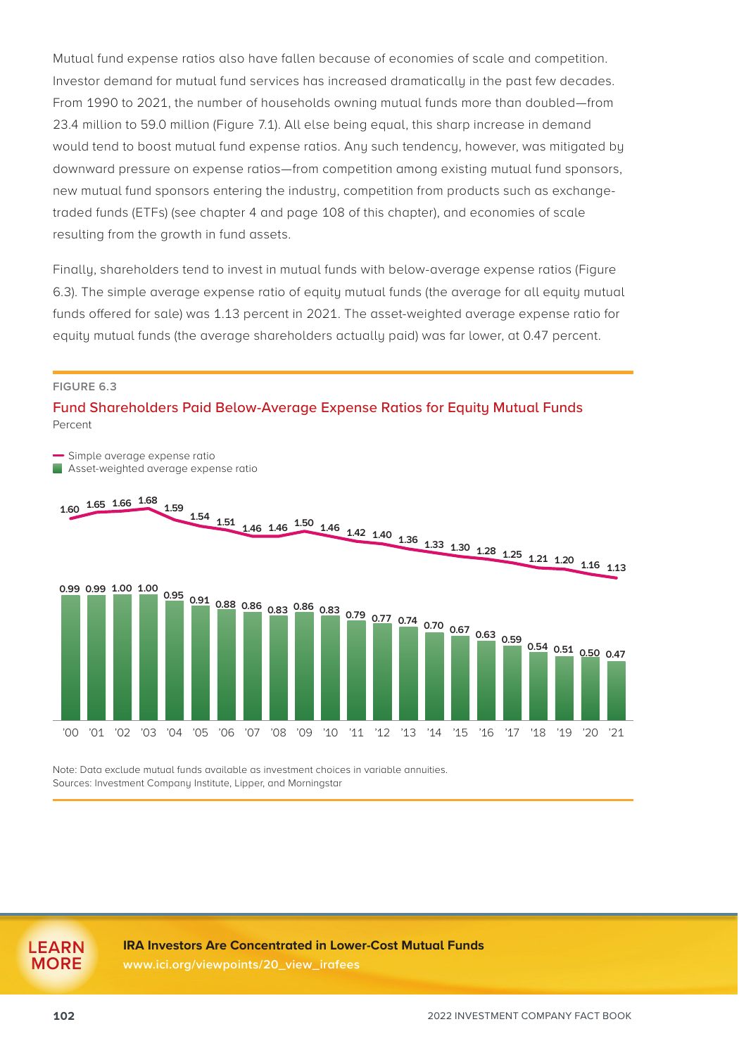Mutual fund expense ratios also have fallen because of economies of scale and competition. Investor demand for mutual fund services has increased dramatically in the past few decades. From 1990 to 2021, the number of households owning mutual funds more than doubled—from 23.4 million to 59.0 million (Figure 7.1). All else being equal, this sharp increase in demand would tend to boost mutual fund expense ratios. Any such tendency, however, was mitigated by downward pressure on expense ratios—from competition among existing mutual fund sponsors, new mutual fund sponsors entering the industry, competition from products such as exchange-traded funds (ETFs) (see chapter 4 and page 108 of this chapter), and economies of scale resulting from the growth in fund assets.

Finally, shareholders tend to invest in mutual funds with below-average expense ratios (Figure 6.3). The simple average expense ratio of equity mutual funds (the average for all equity mutual funds offered for sale) was 1.13 percent in 2021. The asset-weighted average expense ratio for equity mutual funds (the average shareholders actually paid) was far lower, at 0.47 percent.

**FIGURE 6.3**

**Fund Shareholders Paid Below-Average Expense Ratios for Equity Mutual Funds**

Percent

| Year | Simple average expense ratio | Asset-weighted average expense ratio |
|---|---|---|
| '00 | 1.60 | 0.99 |
| '01 | 1.65 | 0.99 |
| '02 | 1.66 | 1.00 |
| '03 | 1.68 | 1.00 |
| '04 | 1.59 | 0.95 |
| '05 | 1.54 | 0.91 |
| '06 | 1.51 | 0.88 |
| '07 | 1.46 | 0.86 |
| '08 | 1.46 | 0.83 |
| '09 | 1.50 | 0.86 |
| '10 | 1.46 | 0.83 |
| '11 | 1.42 | 0.79 |
| '12 | 1.40 | 0.77 |
| '13 | 1.36 | 0.74 |
| '14 | 1.33 | 0.70 |
| '15 | 1.30 | 0.67 |
| '16 | 1.28 | 0.63 |
| '17 | 1.25 | 0.59 |
| '18 | 1.21 | 0.54 |
| '19 | 1.20 | 0.51 |
| '20 | 1.16 | 0.50 |
| '21 | 1.13 | 0.47 |

Note: Data exclude mutual funds available as investment choices in variable annuities.
Sources: Investment Company Institute, Lipper, and Morningstar

**LEARN MORE**

**IRA Investors Are Concentrated in Lower-Cost Mutual Funds**
www.ici.org/viewpoints/20_view_irafees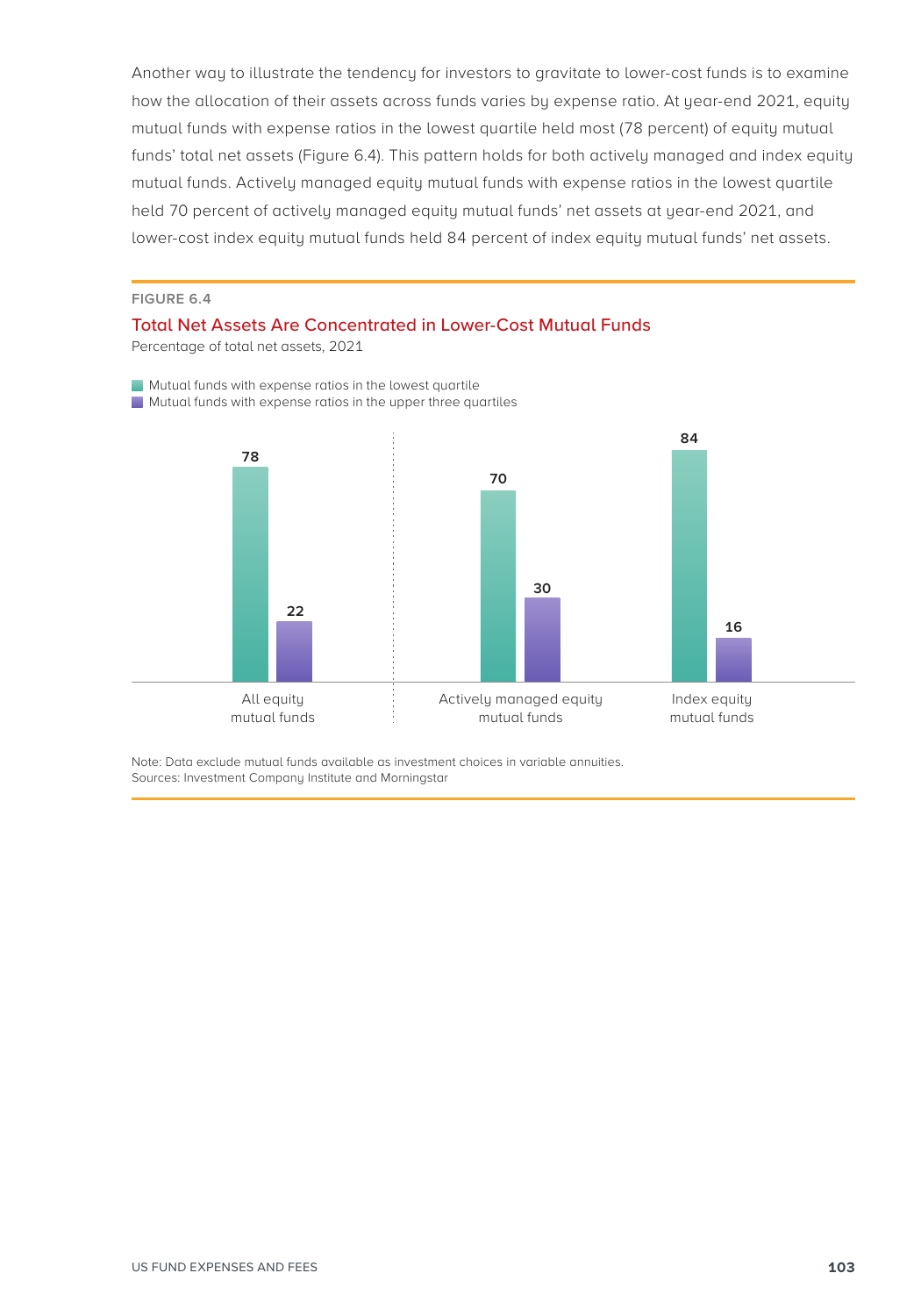Another way to illustrate the tendency for investors to gravitate to lower-cost funds is to examine how the allocation of their assets across funds varies by expense ratio. At year-end 2021, equity mutual funds with expense ratios in the lowest quartile held most (78 percent) of equity mutual funds' total net assets (Figure 6.4). This pattern holds for both actively managed and index equity mutual funds. Actively managed equity mutual funds with expense ratios in the lowest quartile held 70 percent of actively managed equity mutual funds' net assets at year-end 2021, and lower-cost index equity mutual funds held 84 percent of index equity mutual funds' net assets.

FIGURE 6.4

## Total Net Assets Are Concentrated in Lower-Cost Mutual Funds

Percentage of total net assets, 2021

| | Mutual funds with expense ratios in the lowest quartile | Mutual funds with expense ratios in the upper three quartiles |
|---|---|---|
| All equity mutual funds | 78 | 22 |
| Actively managed equity mutual funds | 70 | 30 |
| Index equity mutual funds | 84 | 16 |

Note: Data exclude mutual funds available as investment choices in variable annuities.
Sources: Investment Company Institute and Morningstar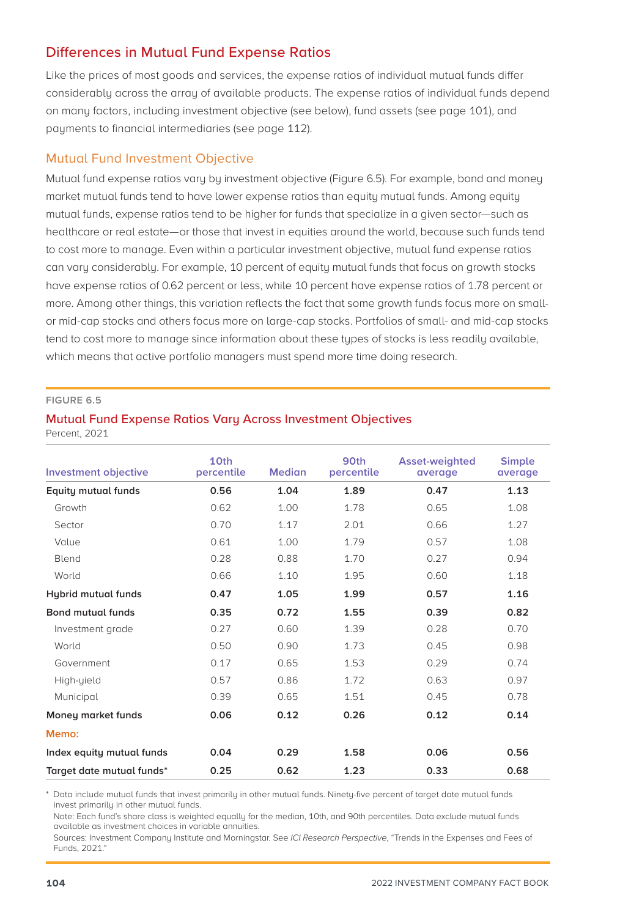## Differences in Mutual Fund Expense Ratios

Like the prices of most goods and services, the expense ratios of individual mutual funds differ considerably across the array of available products. The expense ratios of individual funds depend on many factors, including investment objective (see below), fund assets (see page 101), and payments to financial intermediaries (see page 112).

### Mutual Fund Investment Objective

Mutual fund expense ratios vary by investment objective (Figure 6.5). For example, bond and money market mutual funds tend to have lower expense ratios than equity mutual funds. Among equity mutual funds, expense ratios tend to be higher for funds that specialize in a given sector—such as healthcare or real estate—or those that invest in equities around the world, because such funds tend to cost more to manage. Even within a particular investment objective, mutual fund expense ratios can vary considerably. For example, 10 percent of equity mutual funds that focus on growth stocks have expense ratios of 0.62 percent or less, while 10 percent have expense ratios of 1.78 percent or more. Among other things, this variation reflects the fact that some growth funds focus more on small- or mid-cap stocks and others focus more on large-cap stocks. Portfolios of small- and mid-cap stocks tend to cost more to manage since information about these types of stocks is less readily available, which means that active portfolio managers must spend more time doing research.

FIGURE 6.5

**Mutual Fund Expense Ratios Vary Across Investment Objectives**

Percent, 2021

| Investment objective | 10th percentile | Median | 90th percentile | Asset-weighted average | Simple average |
|---|---|---|---|---|---|
| **Equity mutual funds** | **0.56** | **1.04** | **1.89** | **0.47** | **1.13** |
| Growth | 0.62 | 1.00 | 1.78 | 0.65 | 1.08 |
| Sector | 0.70 | 1.17 | 2.01 | 0.66 | 1.27 |
| Value | 0.61 | 1.00 | 1.79 | 0.57 | 1.08 |
| Blend | 0.28 | 0.88 | 1.70 | 0.27 | 0.94 |
| World | 0.66 | 1.10 | 1.95 | 0.60 | 1.18 |
| **Hybrid mutual funds** | **0.47** | **1.05** | **1.99** | **0.57** | **1.16** |
| **Bond mutual funds** | **0.35** | **0.72** | **1.55** | **0.39** | **0.82** |
| Investment grade | 0.27 | 0.60 | 1.39 | 0.28 | 0.70 |
| World | 0.50 | 0.90 | 1.73 | 0.45 | 0.98 |
| Government | 0.17 | 0.65 | 1.53 | 0.29 | 0.74 |
| High-yield | 0.57 | 0.86 | 1.72 | 0.63 | 0.97 |
| Municipal | 0.39 | 0.65 | 1.51 | 0.45 | 0.78 |
| **Money market funds** | **0.06** | **0.12** | **0.26** | **0.12** | **0.14** |
| Memo: | | | | | |
| **Index equity mutual funds** | **0.04** | **0.29** | **1.58** | **0.06** | **0.56** |
| **Target date mutual funds*** | **0.25** | **0.62** | **1.23** | **0.33** | **0.68** |

\* Data include mutual funds that invest primarily in other mutual funds. Ninety-five percent of target date mutual funds invest primarily in other mutual funds.

Note: Each fund's share class is weighted equally for the median, 10th, and 90th percentiles. Data exclude mutual funds available as investment choices in variable annuities.

Sources: Investment Company Institute and Morningstar. See *ICI Research Perspective*, "Trends in the Expenses and Fees of Funds, 2021."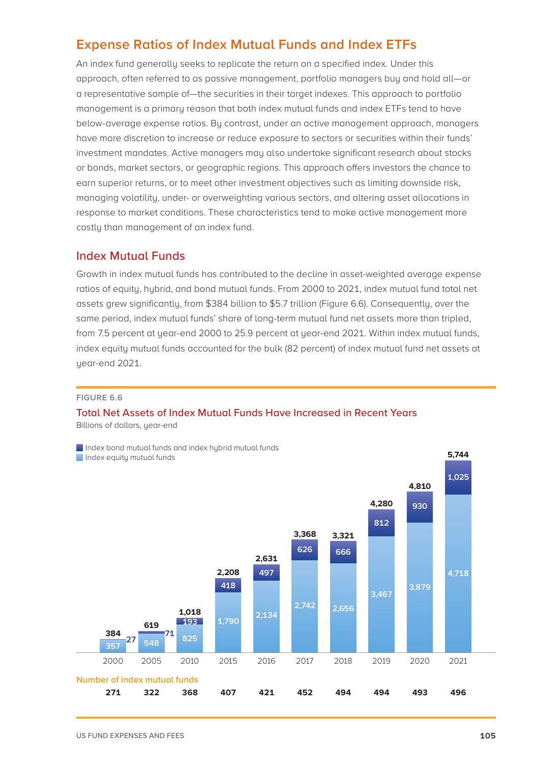## Expense Ratios of Index Mutual Funds and Index ETFs

An index fund generally seeks to replicate the return on a specified index. Under this approach, often referred to as passive management, portfolio managers buy and hold all—or a representative sample of—the securities in their target indexes. This approach to portfolio management is a primary reason that both index mutual funds and index ETFs tend to have below-average expense ratios. By contrast, under an active management approach, managers have more discretion to increase or reduce exposure to sectors or securities within their funds' investment mandates. Active managers may also undertake significant research about stocks or bonds, market sectors, or geographic regions. This approach offers investors the chance to earn superior returns, or to meet other investment objectives such as limiting downside risk, managing volatility, under- or overweighting various sectors, and altering asset allocations in response to market conditions. These characteristics tend to make active management more costly than management of an index fund.

### Index Mutual Funds

Growth in index mutual funds has contributed to the decline in asset-weighted average expense ratios of equity, hybrid, and bond mutual funds. From 2000 to 2021, index mutual fund total net assets grew significantly, from $384 billion to $5.7 trillion (Figure 6.6). Consequently, over the same period, index mutual funds' share of long-term mutual fund net assets more than tripled, from 7.5 percent at year-end 2000 to 25.9 percent at year-end 2021. Within index mutual funds, index equity mutual funds accounted for the bulk (82 percent) of index mutual fund net assets at year-end 2021.

FIGURE 6.6

**Total Net Assets of Index Mutual Funds Have Increased in Recent Years**

Billions of dollars, year-end

| Year | Index equity mutual funds | Index bond mutual funds and index hybrid mutual funds | Total | Number of index mutual funds |
|---|---|---|---|---|
| 2000 | 357 | 27 | 384 | 271 |
| 2005 | 548 | 71 | 619 | 322 |
| 2010 | 825 | 193 | 1,018 | 368 |
| 2015 | 1,790 | 418 | 2,208 | 407 |
| 2016 | 2,134 | 497 | 2,631 | 421 |
| 2017 | 2,742 | 626 | 3,368 | 452 |
| 2018 | 2,656 | 666 | 3,321 | 494 |
| 2019 | 3,467 | 812 | 4,280 | 494 |
| 2020 | 3,879 | 930 | 4,810 | 493 |
| 2021 | 4,718 | 1,025 | 5,744 | 496 |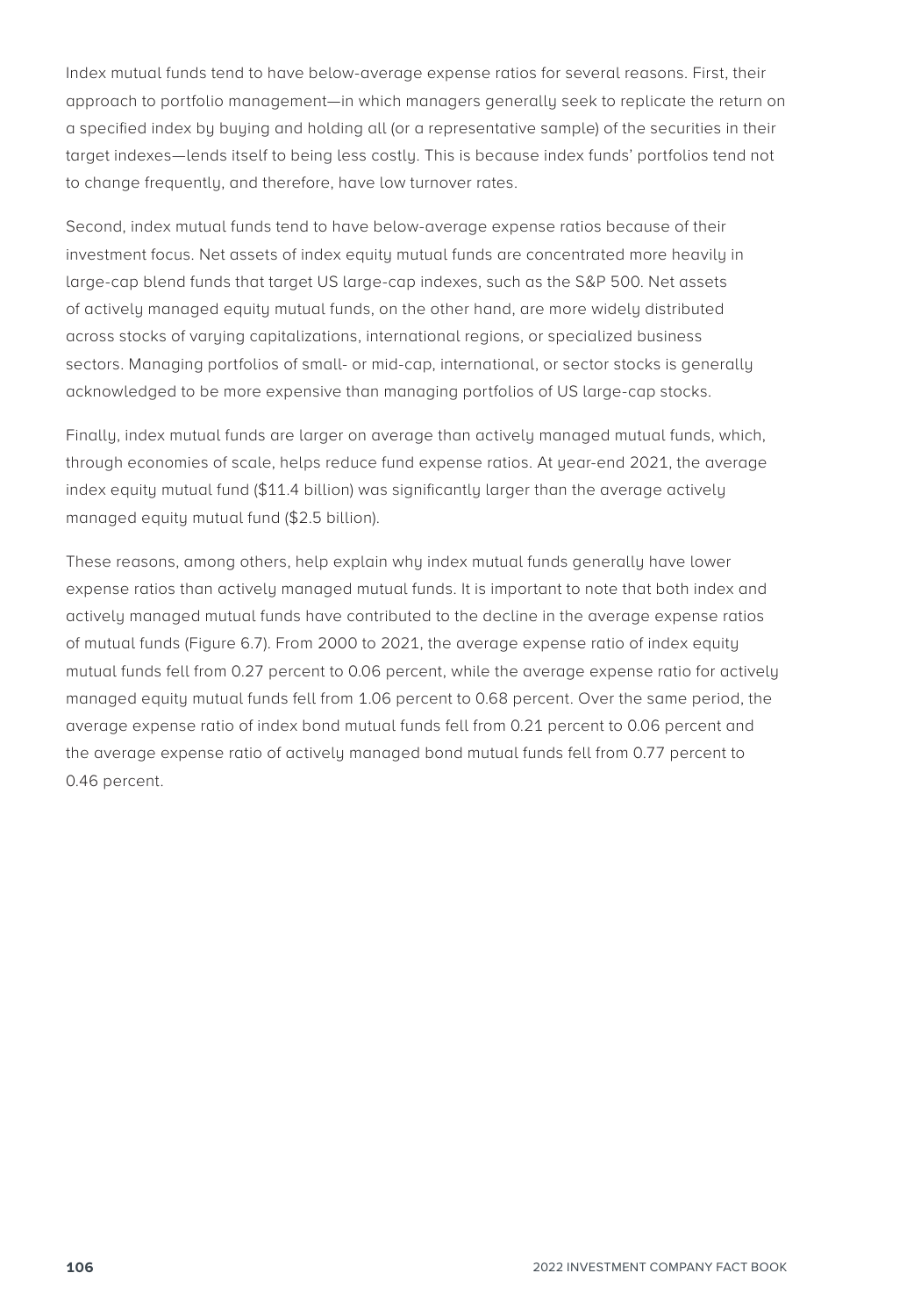Index mutual funds tend to have below-average expense ratios for several reasons. First, their approach to portfolio management—in which managers generally seek to replicate the return on a specified index by buying and holding all (or a representative sample) of the securities in their target indexes—lends itself to being less costly. This is because index funds' portfolios tend not to change frequently, and therefore, have low turnover rates.

Second, index mutual funds tend to have below-average expense ratios because of their investment focus. Net assets of index equity mutual funds are concentrated more heavily in large-cap blend funds that target US large-cap indexes, such as the S&P 500. Net assets of actively managed equity mutual funds, on the other hand, are more widely distributed across stocks of varying capitalizations, international regions, or specialized business sectors. Managing portfolios of small- or mid-cap, international, or sector stocks is generally acknowledged to be more expensive than managing portfolios of US large-cap stocks.

Finally, index mutual funds are larger on average than actively managed mutual funds, which, through economies of scale, helps reduce fund expense ratios. At year-end 2021, the average index equity mutual fund ($11.4 billion) was significantly larger than the average actively managed equity mutual fund ($2.5 billion).

These reasons, among others, help explain why index mutual funds generally have lower expense ratios than actively managed mutual funds. It is important to note that both index and actively managed mutual funds have contributed to the decline in the average expense ratios of mutual funds (Figure 6.7). From 2000 to 2021, the average expense ratio of index equity mutual funds fell from 0.27 percent to 0.06 percent, while the average expense ratio for actively managed equity mutual funds fell from 1.06 percent to 0.68 percent. Over the same period, the average expense ratio of index bond mutual funds fell from 0.21 percent to 0.06 percent and the average expense ratio of actively managed bond mutual funds fell from 0.77 percent to 0.46 percent.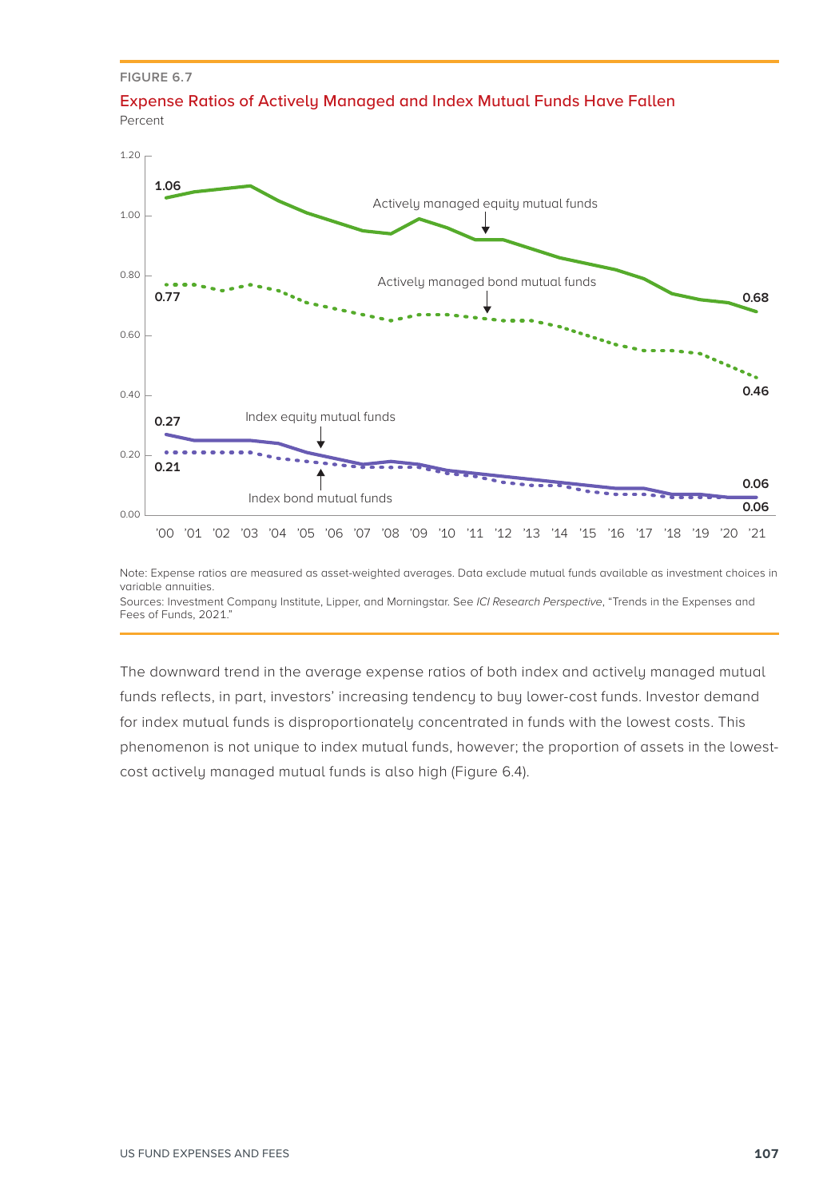FIGURE 6.7

## Expense Ratios of Actively Managed and Index Mutual Funds Have Fallen

Percent

Note: Expense ratios are measured as asset-weighted averages. Data exclude mutual funds available as investment choices in variable annuities.

Sources: Investment Company Institute, Lipper, and Morningstar. See *ICI Research Perspective*, "Trends in the Expenses and Fees of Funds, 2021."

The downward trend in the average expense ratios of both index and actively managed mutual funds reflects, in part, investors' increasing tendency to buy lower-cost funds. Investor demand for index mutual funds is disproportionately concentrated in funds with the lowest costs. This phenomenon is not unique to index mutual funds, however; the proportion of assets in the lowest-cost actively managed mutual funds is also high (Figure 6.4).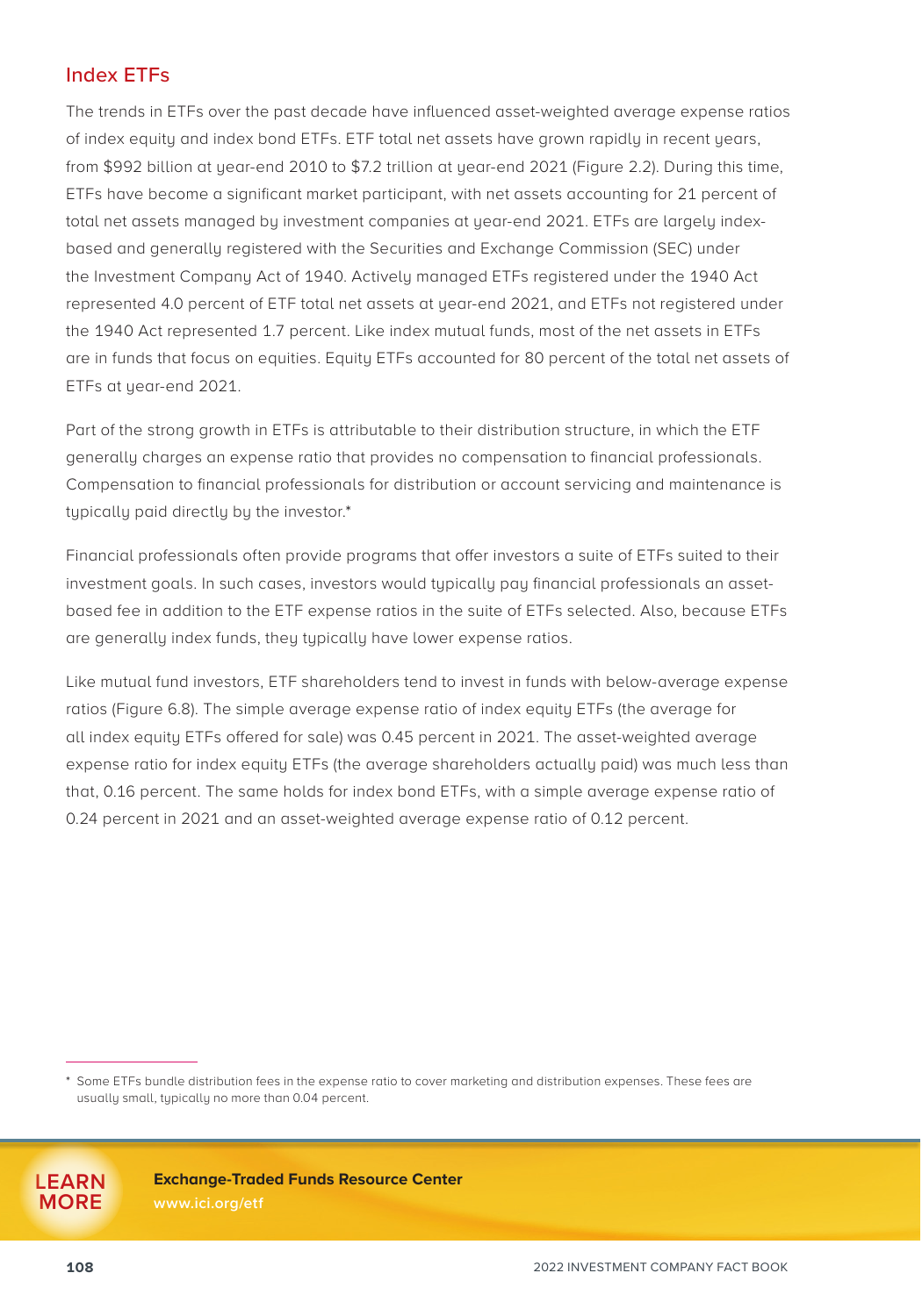## Index ETFs

The trends in ETFs over the past decade have influenced asset-weighted average expense ratios of index equity and index bond ETFs. ETF total net assets have grown rapidly in recent years, from $992 billion at year-end 2010 to $7.2 trillion at year-end 2021 (Figure 2.2). During this time, ETFs have become a significant market participant, with net assets accounting for 21 percent of total net assets managed by investment companies at year-end 2021. ETFs are largely index-based and generally registered with the Securities and Exchange Commission (SEC) under the Investment Company Act of 1940. Actively managed ETFs registered under the 1940 Act represented 4.0 percent of ETF total net assets at year-end 2021, and ETFs not registered under the 1940 Act represented 1.7 percent. Like index mutual funds, most of the net assets in ETFs are in funds that focus on equities. Equity ETFs accounted for 80 percent of the total net assets of ETFs at year-end 2021.

Part of the strong growth in ETFs is attributable to their distribution structure, in which the ETF generally charges an expense ratio that provides no compensation to financial professionals. Compensation to financial professionals for distribution or account servicing and maintenance is typically paid directly by the investor.*

Financial professionals often provide programs that offer investors a suite of ETFs suited to their investment goals. In such cases, investors would typically pay financial professionals an asset-based fee in addition to the ETF expense ratios in the suite of ETFs selected. Also, because ETFs are generally index funds, they typically have lower expense ratios.

Like mutual fund investors, ETF shareholders tend to invest in funds with below-average expense ratios (Figure 6.8). The simple average expense ratio of index equity ETFs (the average for all index equity ETFs offered for sale) was 0.45 percent in 2021. The asset-weighted average expense ratio for index equity ETFs (the average shareholders actually paid) was much less than that, 0.16 percent. The same holds for index bond ETFs, with a simple average expense ratio of 0.24 percent in 2021 and an asset-weighted average expense ratio of 0.12 percent.

---

* Some ETFs bundle distribution fees in the expense ratio to cover marketing and distribution expenses. These fees are usually small, typically no more than 0.04 percent.

**LEARN MORE**

**Exchange-Traded Funds Resource Center**
www.ici.org/etf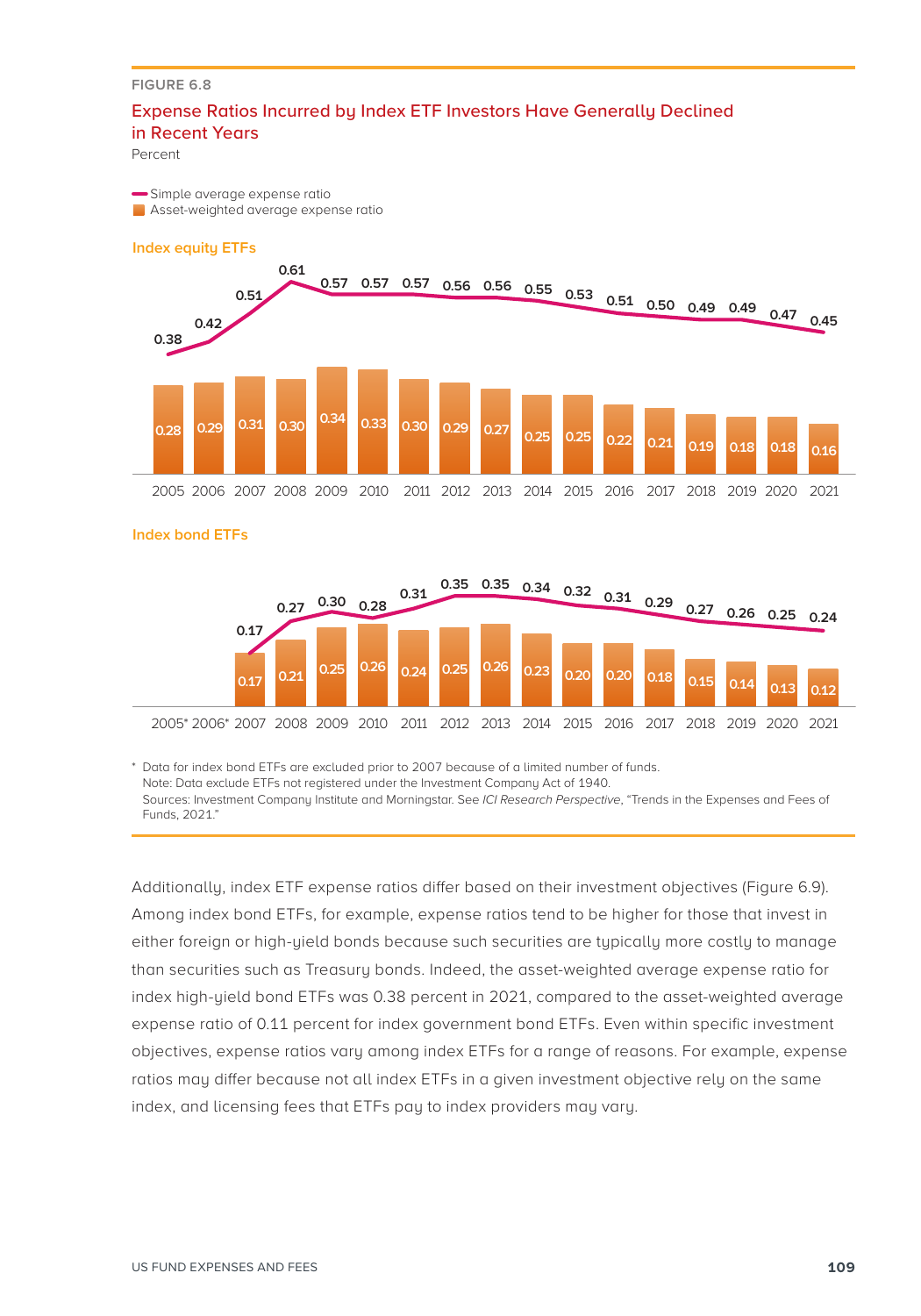FIGURE 6.8

## Expense Ratios Incurred by Index ETF Investors Have Generally Declined in Recent Years

Percent

- Simple average expense ratio
- Asset-weighted average expense ratio

**Index equity ETFs**

| Year | Simple average expense ratio | Asset-weighted average expense ratio |
|---|---|---|
| 2005 | 0.38 | 0.28 |
| 2006 | 0.42 | 0.29 |
| 2007 | 0.51 | 0.31 |
| 2008 | 0.61 | 0.30 |
| 2009 | 0.57 | 0.34 |
| 2010 | 0.57 | 0.33 |
| 2011 | 0.57 | 0.30 |
| 2012 | 0.56 | 0.29 |
| 2013 | 0.56 | 0.27 |
| 2014 | 0.55 | 0.25 |
| 2015 | 0.53 | 0.25 |
| 2016 | 0.51 | 0.22 |
| 2017 | 0.50 | 0.21 |
| 2018 | 0.49 | 0.19 |
| 2019 | 0.49 | 0.18 |
| 2020 | 0.47 | 0.18 |
| 2021 | 0.45 | 0.16 |

**Index bond ETFs**

| Year | Simple average expense ratio | Asset-weighted average expense ratio |
|---|---|---|
| 2005* | | |
| 2006* | | |
| 2007 | 0.17 | 0.17 |
| 2008 | 0.27 | 0.21 |
| 2009 | 0.30 | 0.25 |
| 2010 | 0.28 | 0.26 |
| 2011 | 0.31 | 0.24 |
| 2012 | 0.35 | 0.25 |
| 2013 | 0.35 | 0.26 |
| 2014 | 0.34 | 0.23 |
| 2015 | 0.32 | 0.20 |
| 2016 | 0.31 | 0.20 |
| 2017 | 0.29 | 0.18 |
| 2018 | 0.27 | 0.15 |
| 2019 | 0.26 | 0.14 |
| 2020 | 0.25 | 0.13 |
| 2021 | 0.24 | 0.12 |

\* Data for index bond ETFs are excluded prior to 2007 because of a limited number of funds.
Note: Data exclude ETFs not registered under the Investment Company Act of 1940.
Sources: Investment Company Institute and Morningstar. See *ICI Research Perspective*, "Trends in the Expenses and Fees of Funds, 2021."

Additionally, index ETF expense ratios differ based on their investment objectives (Figure 6.9). Among index bond ETFs, for example, expense ratios tend to be higher for those that invest in either foreign or high-yield bonds because such securities are typically more costly to manage than securities such as Treasury bonds. Indeed, the asset-weighted average expense ratio for index high-yield bond ETFs was 0.38 percent in 2021, compared to the asset-weighted average expense ratio of 0.11 percent for index government bond ETFs. Even within specific investment objectives, expense ratios vary among index ETFs for a range of reasons. For example, expense ratios may differ because not all index ETFs in a given investment objective rely on the same index, and licensing fees that ETFs pay to index providers may vary.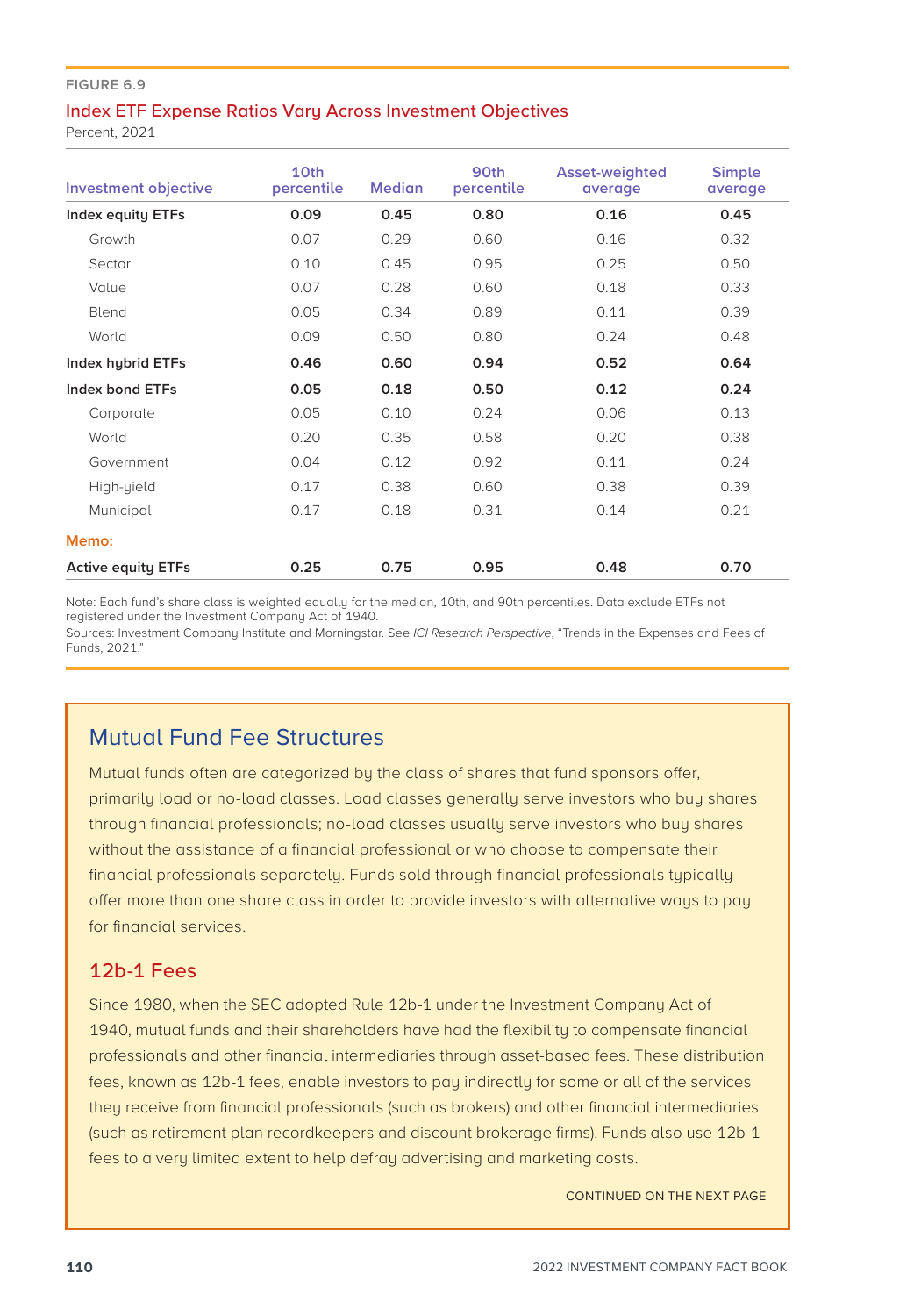FIGURE 6.9

### Index ETF Expense Ratios Vary Across Investment Objectives

Percent, 2021

| Investment objective | 10th percentile | Median | 90th percentile | Asset-weighted average | Simple average |
|---|---|---|---|---|---|
| **Index equity ETFs** | **0.09** | **0.45** | **0.80** | **0.16** | **0.45** |
| Growth | 0.07 | 0.29 | 0.60 | 0.16 | 0.32 |
| Sector | 0.10 | 0.45 | 0.95 | 0.25 | 0.50 |
| Value | 0.07 | 0.28 | 0.60 | 0.18 | 0.33 |
| Blend | 0.05 | 0.34 | 0.89 | 0.11 | 0.39 |
| World | 0.09 | 0.50 | 0.80 | 0.24 | 0.48 |
| **Index hybrid ETFs** | **0.46** | **0.60** | **0.94** | **0.52** | **0.64** |
| **Index bond ETFs** | **0.05** | **0.18** | **0.50** | **0.12** | **0.24** |
| Corporate | 0.05 | 0.10 | 0.24 | 0.06 | 0.13 |
| World | 0.20 | 0.35 | 0.58 | 0.20 | 0.38 |
| Government | 0.04 | 0.12 | 0.92 | 0.11 | 0.24 |
| High-yield | 0.17 | 0.38 | 0.60 | 0.38 | 0.39 |
| Municipal | 0.17 | 0.18 | 0.31 | 0.14 | 0.21 |
| **Memo:** | | | | | |
| **Active equity ETFs** | **0.25** | **0.75** | **0.95** | **0.48** | **0.70** |

Note: Each fund's share class is weighted equally for the median, 10th, and 90th percentiles. Data exclude ETFs not registered under the Investment Company Act of 1940.

Sources: Investment Company Institute and Morningstar. See *ICI Research Perspective*, "Trends in the Expenses and Fees of Funds, 2021."

## Mutual Fund Fee Structures

Mutual funds often are categorized by the class of shares that fund sponsors offer, primarily load or no-load classes. Load classes generally serve investors who buy shares through financial professionals; no-load classes usually serve investors who buy shares without the assistance of a financial professional or who choose to compensate their financial professionals separately. Funds sold through financial professionals typically offer more than one share class in order to provide investors with alternative ways to pay for financial services.

### 12b-1 Fees

Since 1980, when the SEC adopted Rule 12b-1 under the Investment Company Act of 1940, mutual funds and their shareholders have had the flexibility to compensate financial professionals and other financial intermediaries through asset-based fees. These distribution fees, known as 12b-1 fees, enable investors to pay indirectly for some or all of the services they receive from financial professionals (such as brokers) and other financial intermediaries (such as retirement plan recordkeepers and discount brokerage firms). Funds also use 12b-1 fees to a very limited extent to help defray advertising and marketing costs.

CONTINUED ON THE NEXT PAGE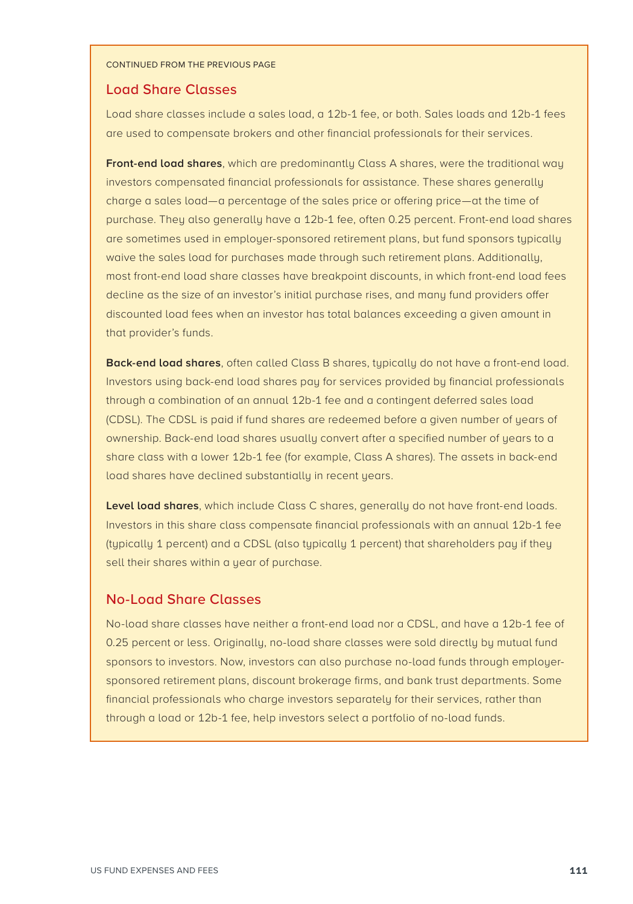CONTINUED FROM THE PREVIOUS PAGE

## Load Share Classes

Load share classes include a sales load, a 12b-1 fee, or both. Sales loads and 12b-1 fees are used to compensate brokers and other financial professionals for their services.

**Front-end load shares**, which are predominantly Class A shares, were the traditional way investors compensated financial professionals for assistance. These shares generally charge a sales load—a percentage of the sales price or offering price—at the time of purchase. They also generally have a 12b-1 fee, often 0.25 percent. Front-end load shares are sometimes used in employer-sponsored retirement plans, but fund sponsors typically waive the sales load for purchases made through such retirement plans. Additionally, most front-end load share classes have breakpoint discounts, in which front-end load fees decline as the size of an investor's initial purchase rises, and many fund providers offer discounted load fees when an investor has total balances exceeding a given amount in that provider's funds.

**Back-end load shares**, often called Class B shares, typically do not have a front-end load. Investors using back-end load shares pay for services provided by financial professionals through a combination of an annual 12b-1 fee and a contingent deferred sales load (CDSL). The CDSL is paid if fund shares are redeemed before a given number of years of ownership. Back-end load shares usually convert after a specified number of years to a share class with a lower 12b-1 fee (for example, Class A shares). The assets in back-end load shares have declined substantially in recent years.

**Level load shares**, which include Class C shares, generally do not have front-end loads. Investors in this share class compensate financial professionals with an annual 12b-1 fee (typically 1 percent) and a CDSL (also typically 1 percent) that shareholders pay if they sell their shares within a year of purchase.

## No-Load Share Classes

No-load share classes have neither a front-end load nor a CDSL, and have a 12b-1 fee of 0.25 percent or less. Originally, no-load share classes were sold directly by mutual fund sponsors to investors. Now, investors can also purchase no-load funds through employer-sponsored retirement plans, discount brokerage firms, and bank trust departments. Some financial professionals who charge investors separately for their services, rather than through a load or 12b-1 fee, help investors select a portfolio of no-load funds.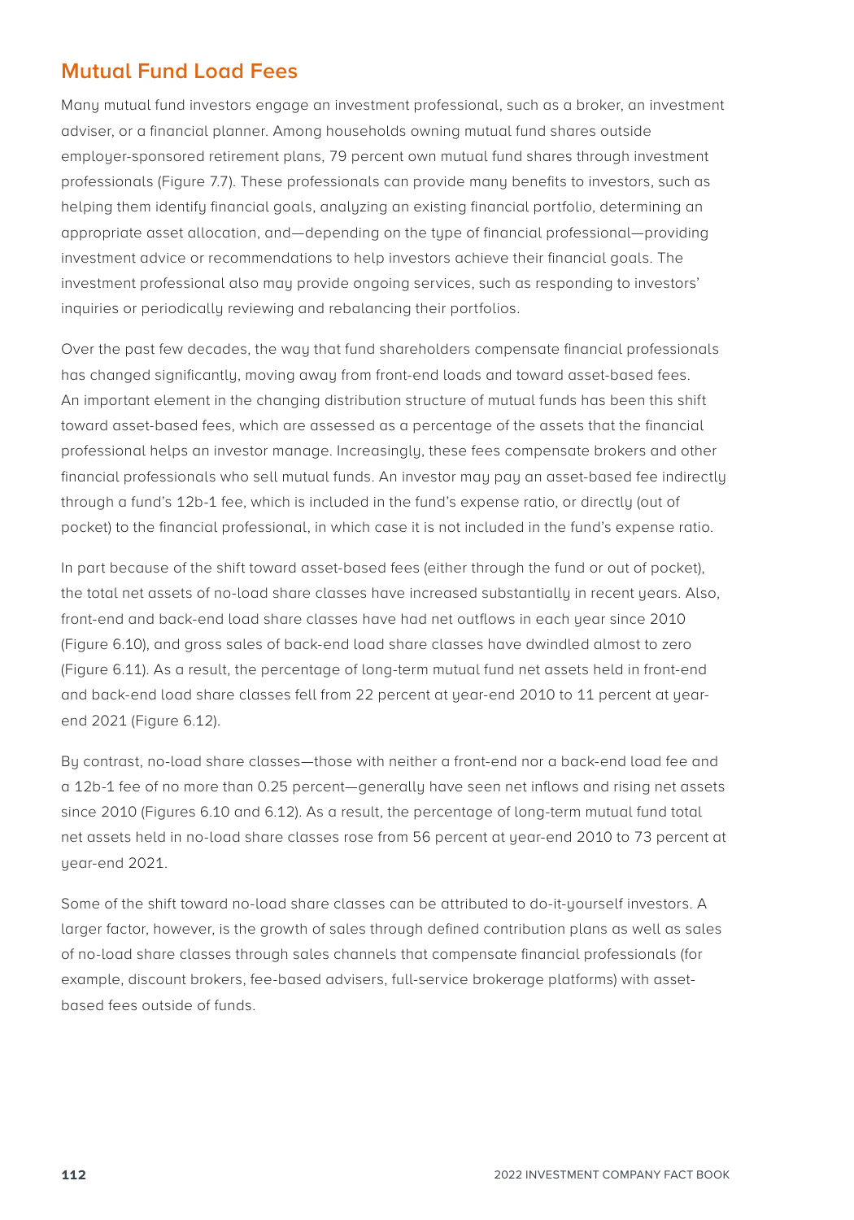## Mutual Fund Load Fees

Many mutual fund investors engage an investment professional, such as a broker, an investment adviser, or a financial planner. Among households owning mutual fund shares outside employer-sponsored retirement plans, 79 percent own mutual fund shares through investment professionals (Figure 7.7). These professionals can provide many benefits to investors, such as helping them identify financial goals, analyzing an existing financial portfolio, determining an appropriate asset allocation, and—depending on the type of financial professional—providing investment advice or recommendations to help investors achieve their financial goals. The investment professional also may provide ongoing services, such as responding to investors' inquiries or periodically reviewing and rebalancing their portfolios.

Over the past few decades, the way that fund shareholders compensate financial professionals has changed significantly, moving away from front-end loads and toward asset-based fees. An important element in the changing distribution structure of mutual funds has been this shift toward asset-based fees, which are assessed as a percentage of the assets that the financial professional helps an investor manage. Increasingly, these fees compensate brokers and other financial professionals who sell mutual funds. An investor may pay an asset-based fee indirectly through a fund's 12b-1 fee, which is included in the fund's expense ratio, or directly (out of pocket) to the financial professional, in which case it is not included in the fund's expense ratio.

In part because of the shift toward asset-based fees (either through the fund or out of pocket), the total net assets of no-load share classes have increased substantially in recent years. Also, front-end and back-end load share classes have had net outflows in each year since 2010 (Figure 6.10), and gross sales of back-end load share classes have dwindled almost to zero (Figure 6.11). As a result, the percentage of long-term mutual fund net assets held in front-end and back-end load share classes fell from 22 percent at year-end 2010 to 11 percent at year-end 2021 (Figure 6.12).

By contrast, no-load share classes—those with neither a front-end nor a back-end load fee and a 12b-1 fee of no more than 0.25 percent—generally have seen net inflows and rising net assets since 2010 (Figures 6.10 and 6.12). As a result, the percentage of long-term mutual fund total net assets held in no-load share classes rose from 56 percent at year-end 2010 to 73 percent at year-end 2021.

Some of the shift toward no-load share classes can be attributed to do-it-yourself investors. A larger factor, however, is the growth of sales through defined contribution plans as well as sales of no-load share classes through sales channels that compensate financial professionals (for example, discount brokers, fee-based advisers, full-service brokerage platforms) with asset-based fees outside of funds.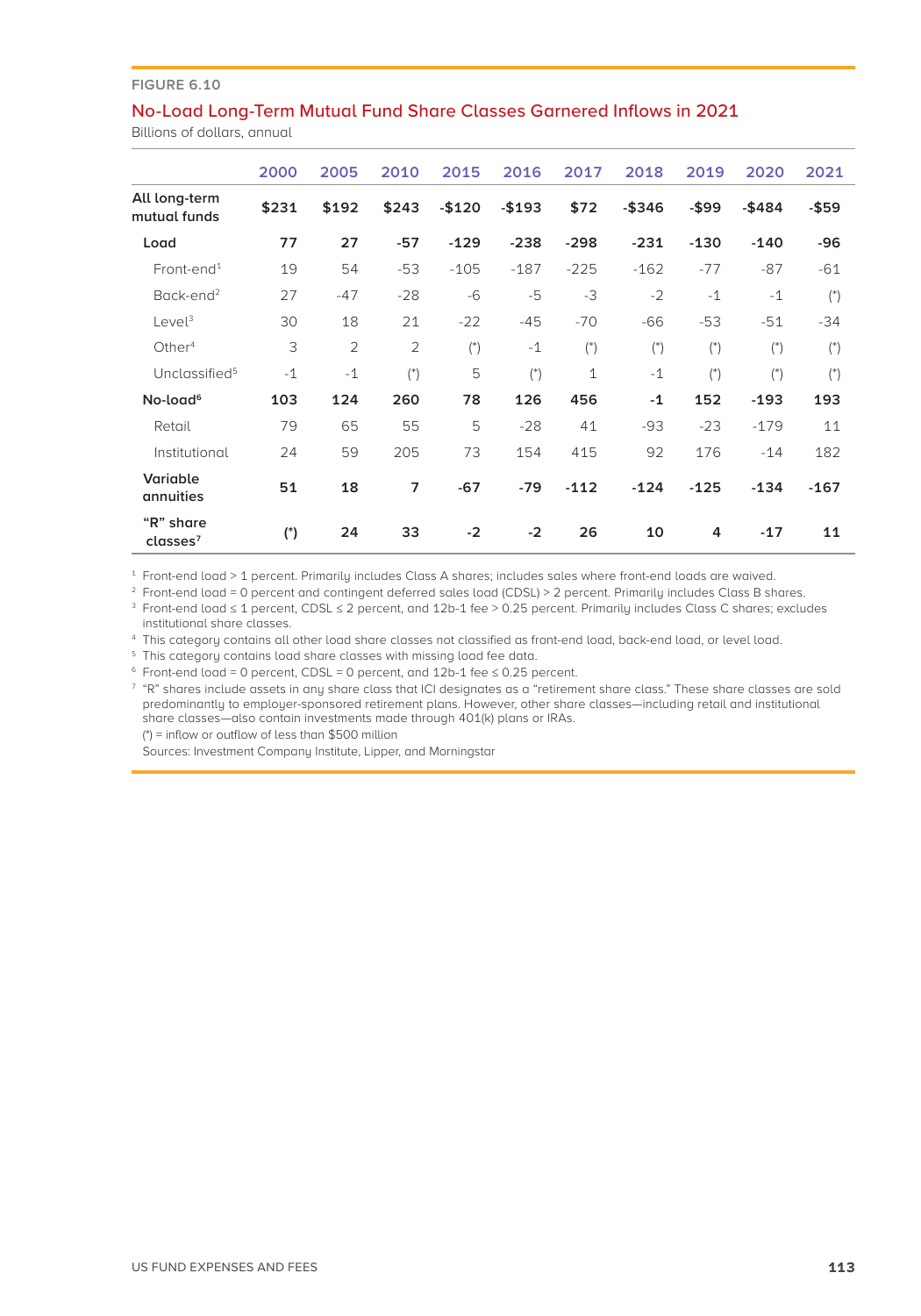FIGURE 6.10

## No-Load Long-Term Mutual Fund Share Classes Garnered Inflows in 2021

Billions of dollars, annual

| | 2000 | 2005 | 2010 | 2015 | 2016 | 2017 | 2018 | 2019 | 2020 | 2021 |
|---|---|---|---|---|---|---|---|---|---|---|
| **All long-term mutual funds** | **$231** | **$192** | **$243** | **-$120** | **-$193** | **$72** | **-$346** | **-$99** | **-$484** | **-$59** |
| **Load** | **77** | **27** | **-57** | **-129** | **-238** | **-298** | **-231** | **-130** | **-140** | **-96** |
| Front-end[1] | 19 | 54 | -53 | -105 | -187 | -225 | -162 | -77 | -87 | -61 |
| Back-end[2] | 27 | -47 | -28 | -6 | -5 | -3 | -2 | -1 | -1 | (*) |
| Level[3] | 30 | 18 | 21 | -22 | -45 | -70 | -66 | -53 | -51 | -34 |
| Other[4] | 3 | 2 | 2 | (*) | -1 | (*) | (*) | (*) | (*) | (*) |
| Unclassified[5] | -1 | -1 | (*) | 5 | (*) | 1 | -1 | (*) | (*) | (*) |
| **No-load[6]** | **103** | **124** | **260** | **78** | **126** | **456** | **-1** | **152** | **-193** | **193** |
| Retail | 79 | 65 | 55 | 5 | -28 | 41 | -93 | -23 | -179 | 11 |
| Institutional | 24 | 59 | 205 | 73 | 154 | 415 | 92 | 176 | -14 | 182 |
| **Variable annuities** | **51** | **18** | **7** | **-67** | **-79** | **-112** | **-124** | **-125** | **-134** | **-167** |
| **"R" share classes[7]** | **(*)** | **24** | **33** | **-2** | **-2** | **26** | **10** | **4** | **-17** | **11** |

[1] Front-end load > 1 percent. Primarily includes Class A shares; includes sales where front-end loads are waived.

[2] Front-end load = 0 percent and contingent deferred sales load (CDSL) > 2 percent. Primarily includes Class B shares.

[3] Front-end load ≤ 1 percent, CDSL ≤ 2 percent, and 12b-1 fee > 0.25 percent. Primarily includes Class C shares; excludes institutional share classes.

[4] This category contains all other load share classes not classified as front-end load, back-end load, or level load.

[5] This category contains load share classes with missing load fee data.

[6] Front-end load = 0 percent, CDSL = 0 percent, and 12b-1 fee ≤ 0.25 percent.

[7] "R" shares include assets in any share class that ICI designates as a "retirement share class." These share classes are sold predominantly to employer-sponsored retirement plans. However, other share classes—including retail and institutional share classes—also contain investments made through 401(k) plans or IRAs.

(*) = inflow or outflow of less than $500 million

Sources: Investment Company Institute, Lipper, and Morningstar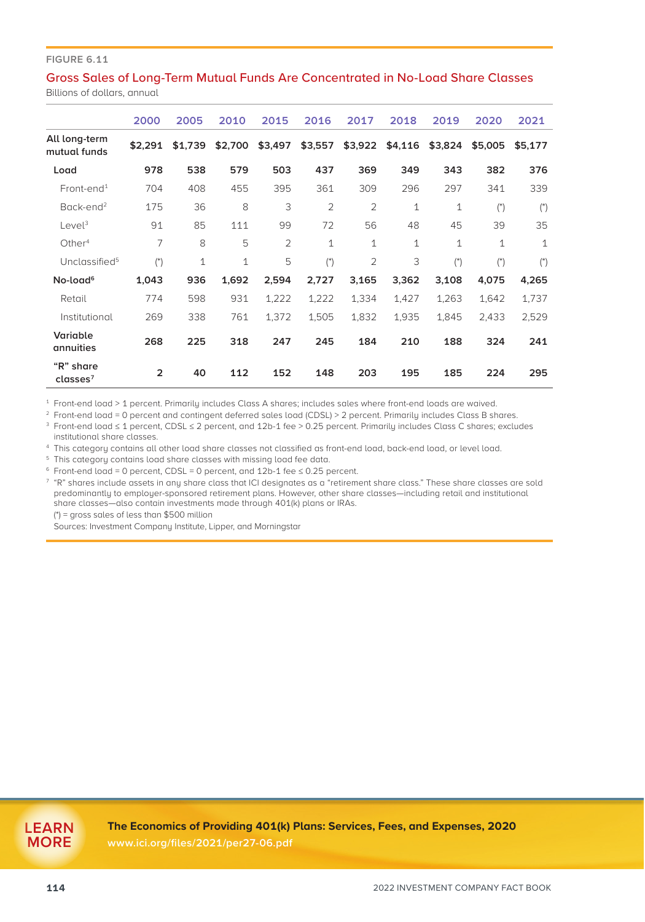FIGURE 6.11

## Gross Sales of Long-Term Mutual Funds Are Concentrated in No-Load Share Classes

Billions of dollars, annual

| | 2000 | 2005 | 2010 | 2015 | 2016 | 2017 | 2018 | 2019 | 2020 | 2021 |
|---|---|---|---|---|---|---|---|---|---|---|
| **All long-term mutual funds** | **$2,291** | **$1,739** | **$2,700** | **$3,497** | **$3,557** | **$3,922** | **$4,116** | **$3,824** | **$5,005** | **$5,177** |
| **Load** | **978** | **538** | **579** | **503** | **437** | **369** | **349** | **343** | **382** | **376** |
| Front-end[1] | 704 | 408 | 455 | 395 | 361 | 309 | 296 | 297 | 341 | 339 |
| Back-end[2] | 175 | 36 | 8 | 3 | 2 | 2 | 1 | 1 | (*) | (*) |
| Level[3] | 91 | 85 | 111 | 99 | 72 | 56 | 48 | 45 | 39 | 35 |
| Other[4] | 7 | 8 | 5 | 2 | 1 | 1 | 1 | 1 | 1 | 1 |
| Unclassified[5] | (*) | 1 | 1 | 5 | (*) | 2 | 3 | (*) | (*) | (*) |
| **No-load[6]** | **1,043** | **936** | **1,692** | **2,594** | **2,727** | **3,165** | **3,362** | **3,108** | **4,075** | **4,265** |
| Retail | 774 | 598 | 931 | 1,222 | 1,222 | 1,334 | 1,427 | 1,263 | 1,642 | 1,737 |
| Institutional | 269 | 338 | 761 | 1,372 | 1,505 | 1,832 | 1,935 | 1,845 | 2,433 | 2,529 |
| **Variable annuities** | **268** | **225** | **318** | **247** | **245** | **184** | **210** | **188** | **324** | **241** |
| **"R" share classes[7]** | **2** | **40** | **112** | **152** | **148** | **203** | **195** | **185** | **224** | **295** |

[1] Front-end load > 1 percent. Primarily includes Class A shares; includes sales where front-end loads are waived.

[2] Front-end load = 0 percent and contingent deferred sales load (CDSL) > 2 percent. Primarily includes Class B shares.

[3] Front-end load ≤ 1 percent, CDSL ≤ 2 percent, and 12b-1 fee > 0.25 percent. Primarily includes Class C shares; excludes institutional share classes.

[4] This category contains all other load share classes not classified as front-end load, back-end load, or level load.

[5] This category contains load share classes with missing load fee data.

[6] Front-end load = 0 percent, CDSL = 0 percent, and 12b-1 fee ≤ 0.25 percent.

[7] "R" shares include assets in any share class that ICI designates as a "retirement share class." These share classes are sold predominantly to employer-sponsored retirement plans. However, other share classes—including retail and institutional share classes—also contain investments made through 401(k) plans or IRAs.

(*) = gross sales of less than $500 million

Sources: Investment Company Institute, Lipper, and Morningstar

LEARN MORE

**The Economics of Providing 401(k) Plans: Services, Fees, and Expenses, 2020**
www.ici.org/files/2021/per27-06.pdf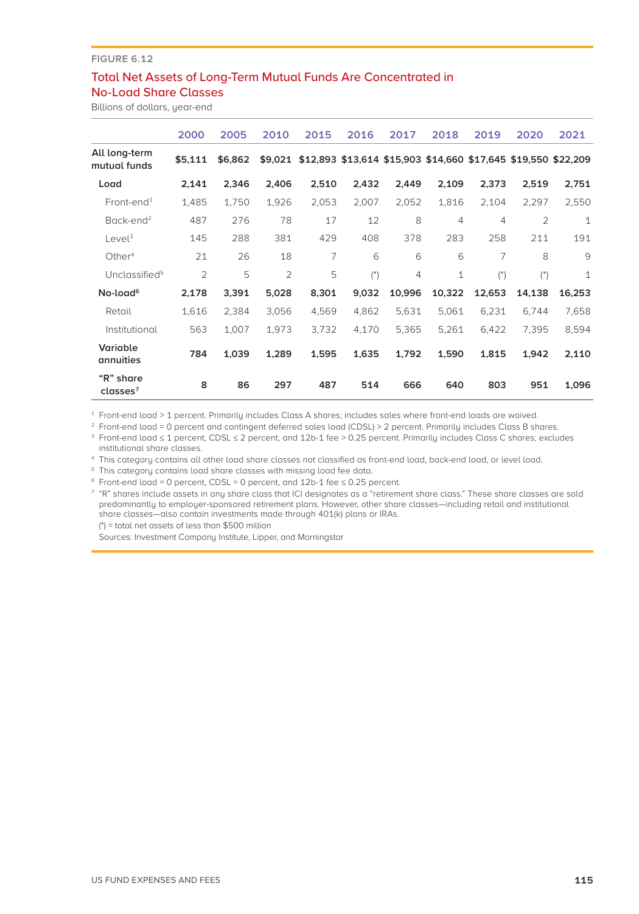FIGURE 6.12

## Total Net Assets of Long-Term Mutual Funds Are Concentrated in No-Load Share Classes

Billions of dollars, year-end

| | 2000 | 2005 | 2010 | 2015 | 2016 | 2017 | 2018 | 2019 | 2020 | 2021 |
|---|---|---|---|---|---|---|---|---|---|---|
| **All long-term mutual funds** | **$5,111** | **$6,862** | **$9,021** | **$12,893** | **$13,614** | **$15,903** | **$14,660** | **$17,645** | **$19,550** | **$22,209** |
| **Load** | **2,141** | **2,346** | **2,406** | **2,510** | **2,432** | **2,449** | **2,109** | **2,373** | **2,519** | **2,751** |
| Front-end[1] | 1,485 | 1,750 | 1,926 | 2,053 | 2,007 | 2,052 | 1,816 | 2,104 | 2,297 | 2,550 |
| Back-end[2] | 487 | 276 | 78 | 17 | 12 | 8 | 4 | 4 | 2 | 1 |
| Level[3] | 145 | 288 | 381 | 429 | 408 | 378 | 283 | 258 | 211 | 191 |
| Other[4] | 21 | 26 | 18 | 7 | 6 | 6 | 6 | 7 | 8 | 9 |
| Unclassified[5] | 2 | 5 | 2 | 5 | (*) | 4 | 1 | (*) | (*) | 1 |
| **No-load[6]** | **2,178** | **3,391** | **5,028** | **8,301** | **9,032** | **10,996** | **10,322** | **12,653** | **14,138** | **16,253** |
| Retail | 1,616 | 2,384 | 3,056 | 4,569 | 4,862 | 5,631 | 5,061 | 6,231 | 6,744 | 7,658 |
| Institutional | 563 | 1,007 | 1,973 | 3,732 | 4,170 | 5,365 | 5,261 | 6,422 | 7,395 | 8,594 |
| **Variable annuities** | **784** | **1,039** | **1,289** | **1,595** | **1,635** | **1,792** | **1,590** | **1,815** | **1,942** | **2,110** |
| **"R" share classes[7]** | **8** | **86** | **297** | **487** | **514** | **666** | **640** | **803** | **951** | **1,096** |

[1] Front-end load > 1 percent. Primarily includes Class A shares; includes sales where front-end loads are waived.

[2] Front-end load = 0 percent and contingent deferred sales load (CDSL) > 2 percent. Primarily includes Class B shares.

[3] Front-end load ≤ 1 percent, CDSL ≤ 2 percent, and 12b-1 fee > 0.25 percent. Primarily includes Class C shares; excludes institutional share classes.

[4] This category contains all other load share classes not classified as front-end load, back-end load, or level load.

[5] This category contains load share classes with missing load fee data.

[6] Front-end load = 0 percent, CDSL = 0 percent, and 12b-1 fee ≤ 0.25 percent.

[7] "R" shares include assets in any share class that ICI designates as a "retirement share class." These share classes are sold predominantly to employer-sponsored retirement plans. However, other share classes—including retail and institutional share classes—also contain investments made through 401(k) plans or IRAs.

(*) = total net assets of less than $500 million

Sources: Investment Company Institute, Lipper, and Morningstar